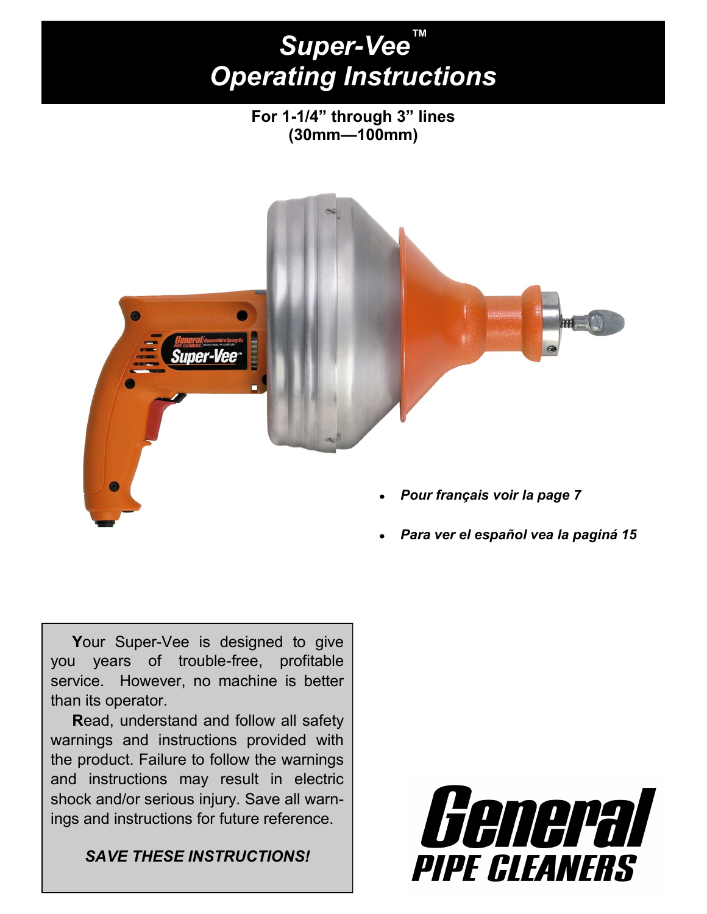# *Super-Vee™*
# *Operating Instructions*

**For 1-1/4” through 3” lines (30mm—100mm)**

- *Pour français voir la page 7*
- *Para ver el español vea la paginá 15*

**Y**our Super-Vee is designed to give you years of trouble-free, profitable service. However, no machine is better than its operator.

**R**ead, understand and follow all safety warnings and instructions provided with the product. Failure to follow the warnings and instructions may result in electric shock and/or serious injury. Save all warnings and instructions for future reference.

***SAVE THESE INSTRUCTIONS!***

**General PIPE CLEANERS**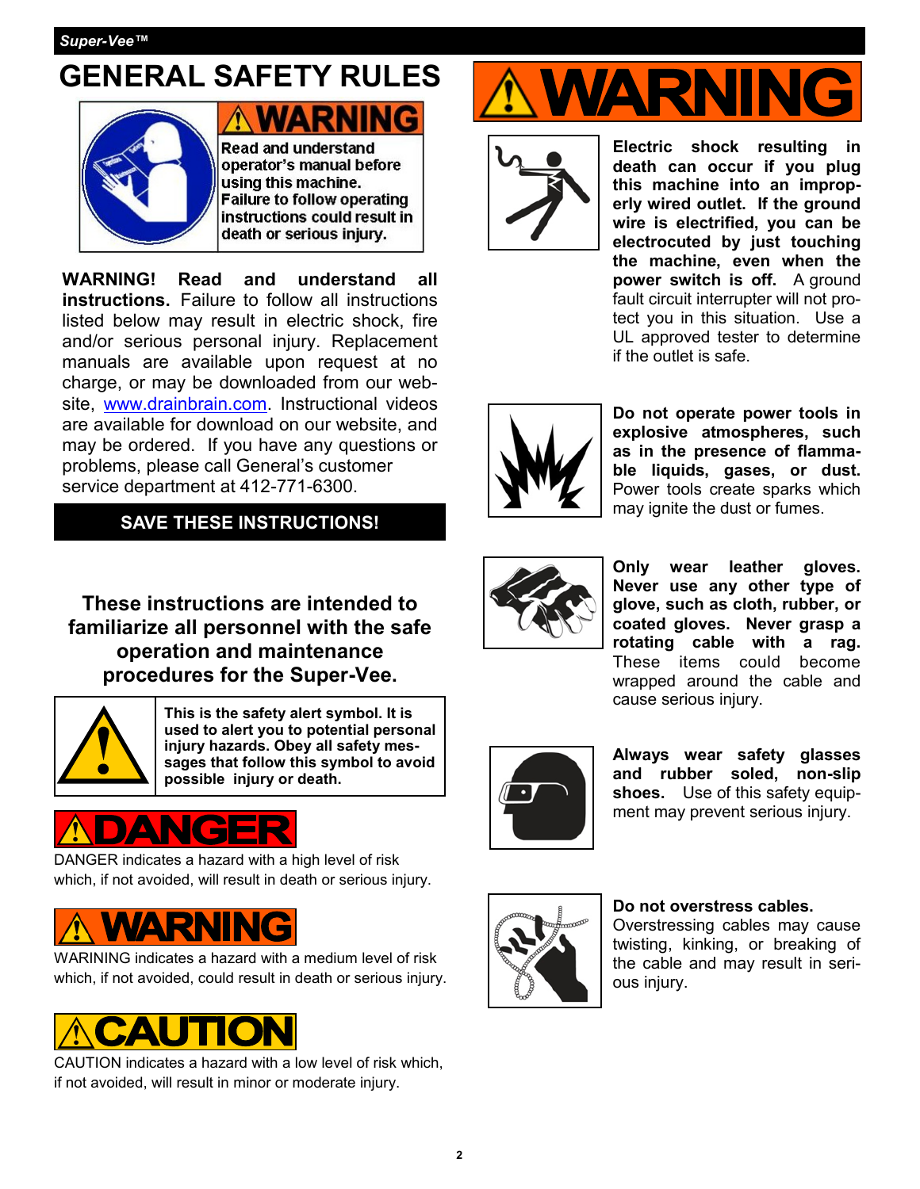# GENERAL SAFETY RULES

**⚠WARNING**

**Read and understand operator's manual before using this machine. Failure to follow operating instructions could result in death or serious injury.**

**WARNING! Read and understand all instructions.** Failure to follow all instructions listed below may result in electric shock, fire and/or serious personal injury. Replacement manuals are available upon request at no charge, or may be downloaded from our web-site, www.drainbrain.com. Instructional videos are available for download on our website, and may be ordered. If you have any questions or problems, please call General's customer service department at 412-771-6300.

**SAVE THESE INSTRUCTIONS!**

### These instructions are intended to familiarize all personnel with the safe operation and maintenance procedures for the Super-Vee.

**This is the safety alert symbol. It is used to alert you to potential personal injury hazards. Obey all safety messages that follow this symbol to avoid possible injury or death.**

**⚠DANGER**

DANGER indicates a hazard with a high level of risk which, if not avoided, will result in death or serious injury.

**⚠WARNING**

WARINING indicates a hazard with a medium level of risk which, if not avoided, could result in death or serious injury.

**⚠CAUTION**

CAUTION indicates a hazard with a low level of risk which, if not avoided, will result in minor or moderate injury.

## ⚠WARNING

**Electric shock resulting in death can occur if you plug this machine into an improperly wired outlet. If the ground wire is electrified, you can be electrocuted by just touching the machine, even when the power switch is off.** A ground fault circuit interrupter will not protect you in this situation. Use a UL approved tester to determine if the outlet is safe.

**Do not operate power tools in explosive atmospheres, such as in the presence of flammable liquids, gases, or dust.** Power tools create sparks which may ignite the dust or fumes.

**Only wear leather gloves. Never use any other type of glove, such as cloth, rubber, or coated gloves. Never grasp a rotating cable with a rag.** These items could become wrapped around the cable and cause serious injury.

**Always wear safety glasses and rubber soled, non-slip shoes.** Use of this safety equipment may prevent serious injury.

**Do not overstress cables.** Overstressing cables may cause twisting, kinking, or breaking of the cable and may result in serious injury.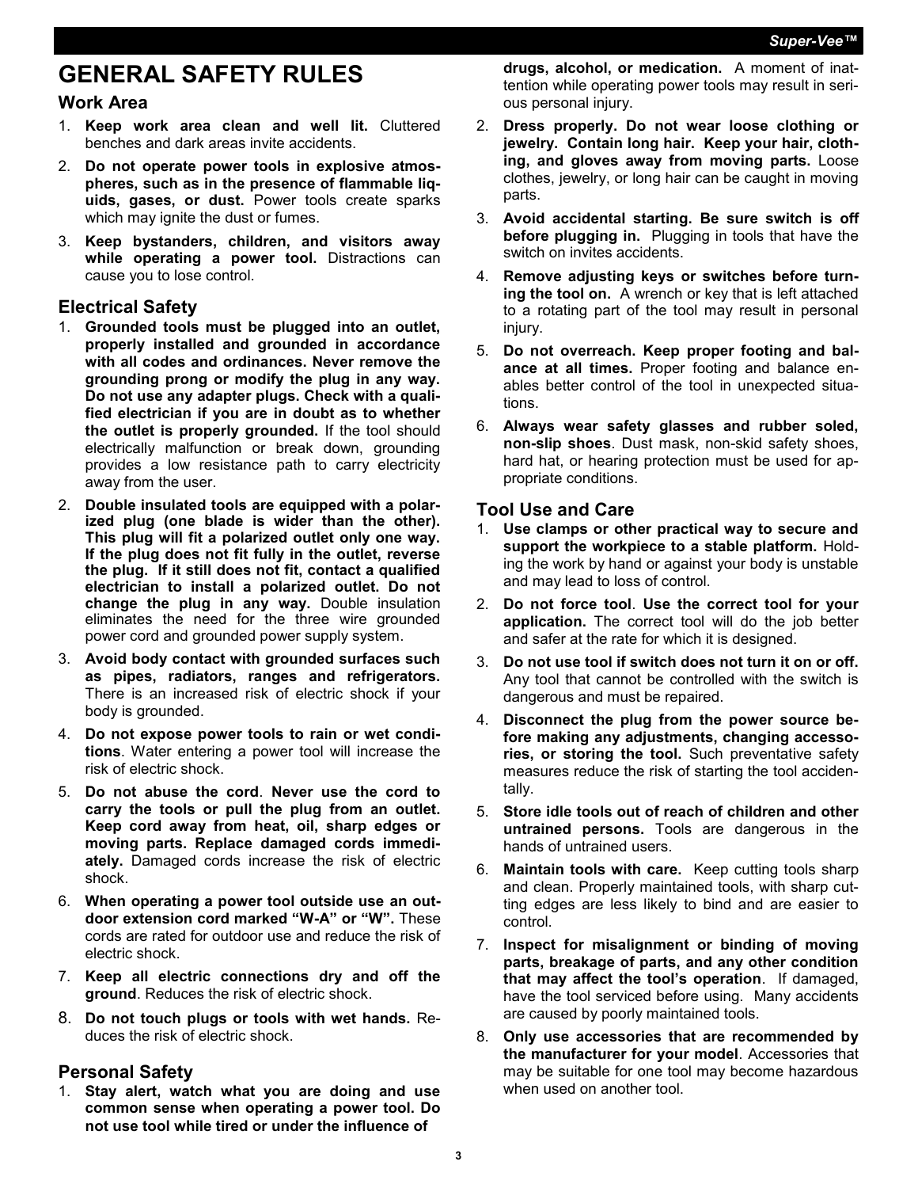# GENERAL SAFETY RULES

## Work Area

1. **Keep work area clean and well lit.** Cluttered benches and dark areas invite accidents.
2. **Do not operate power tools in explosive atmospheres, such as in the presence of flammable liquids, gases, or dust.** Power tools create sparks which may ignite the dust or fumes.
3. **Keep bystanders, children, and visitors away while operating a power tool.** Distractions can cause you to lose control.

## Electrical Safety

1. **Grounded tools must be plugged into an outlet, properly installed and grounded in accordance with all codes and ordinances. Never remove the grounding prong or modify the plug in any way. Do not use any adapter plugs. Check with a qualified electrician if you are in doubt as to whether the outlet is properly grounded.** If the tool should electrically malfunction or break down, grounding provides a low resistance path to carry electricity away from the user.
2. **Double insulated tools are equipped with a polarized plug (one blade is wider than the other). This plug will fit a polarized outlet only one way. If the plug does not fit fully in the outlet, reverse the plug. If it still does not fit, contact a qualified electrician to install a polarized outlet. Do not change the plug in any way.** Double insulation eliminates the need for the three wire grounded power cord and grounded power supply system.
3. **Avoid body contact with grounded surfaces such as pipes, radiators, ranges and refrigerators.** There is an increased risk of electric shock if your body is grounded.
4. **Do not expose power tools to rain or wet conditions**. Water entering a power tool will increase the risk of electric shock.
5. **Do not abuse the cord**. **Never use the cord to carry the tools or pull the plug from an outlet. Keep cord away from heat, oil, sharp edges or moving parts. Replace damaged cords immediately.** Damaged cords increase the risk of electric shock.
6. **When operating a power tool outside use an outdoor extension cord marked "W-A" or "W".** These cords are rated for outdoor use and reduce the risk of electric shock.
7. **Keep all electric connections dry and off the ground**. Reduces the risk of electric shock.
8. **Do not touch plugs or tools with wet hands.** Reduces the risk of electric shock.

## Personal Safety

1. **Stay alert, watch what you are doing and use common sense when operating a power tool. Do not use tool while tired or under the influence of drugs, alcohol, or medication.** A moment of inattention while operating power tools may result in serious personal injury.
2. **Dress properly. Do not wear loose clothing or jewelry. Contain long hair. Keep your hair, clothing, and gloves away from moving parts.** Loose clothes, jewelry, or long hair can be caught in moving parts.
3. **Avoid accidental starting. Be sure switch is off before plugging in.** Plugging in tools that have the switch on invites accidents.
4. **Remove adjusting keys or switches before turning the tool on.** A wrench or key that is left attached to a rotating part of the tool may result in personal injury.
5. **Do not overreach. Keep proper footing and balance at all times.** Proper footing and balance enables better control of the tool in unexpected situations.
6. **Always wear safety glasses and rubber soled, non-slip shoes**. Dust mask, non-skid safety shoes, hard hat, or hearing protection must be used for appropriate conditions.

## Tool Use and Care

1. **Use clamps or other practical way to secure and support the workpiece to a stable platform.** Holding the work by hand or against your body is unstable and may lead to loss of control.
2. **Do not force tool**. **Use the correct tool for your application.** The correct tool will do the job better and safer at the rate for which it is designed.
3. **Do not use tool if switch does not turn it on or off.** Any tool that cannot be controlled with the switch is dangerous and must be repaired.
4. **Disconnect the plug from the power source before making any adjustments, changing accessories, or storing the tool.** Such preventative safety measures reduce the risk of starting the tool accidentally.
5. **Store idle tools out of reach of children and other untrained persons.** Tools are dangerous in the hands of untrained users.
6. **Maintain tools with care.** Keep cutting tools sharp and clean. Properly maintained tools, with sharp cutting edges are less likely to bind and are easier to control.
7. **Inspect for misalignment or binding of moving parts, breakage of parts, and any other condition that may affect the tool's operation**. If damaged, have the tool serviced before using. Many accidents are caused by poorly maintained tools.
8. **Only use accessories that are recommended by the manufacturer for your model**. Accessories that may be suitable for one tool may become hazardous when used on another tool.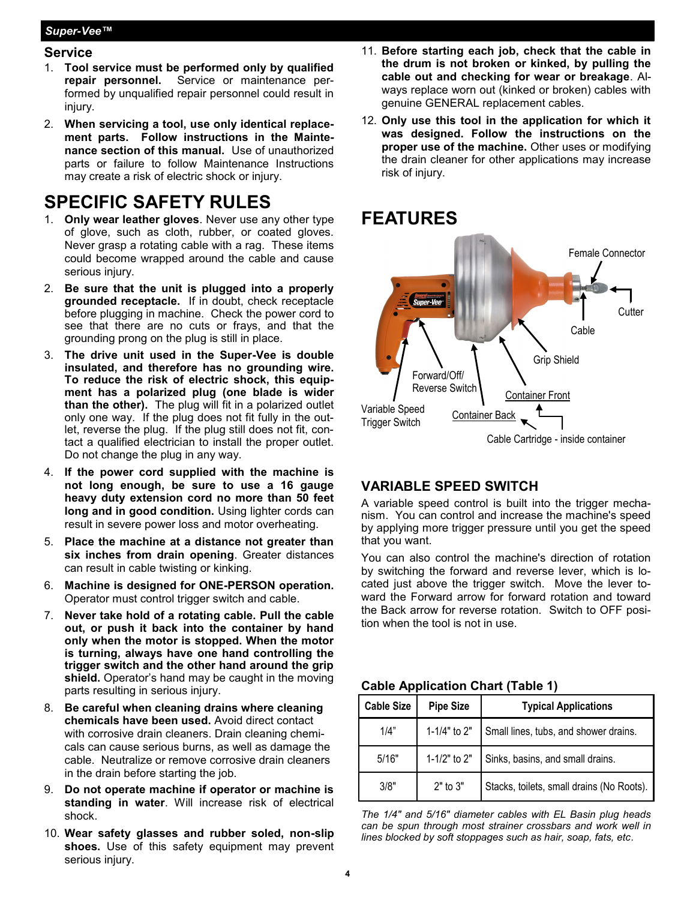## Service

1. **Tool service must be performed only by qualified repair personnel.** Service or maintenance performed by unqualified repair personnel could result in injury.
2. **When servicing a tool, use only identical replacement parts. Follow instructions in the Maintenance section of this manual.** Use of unauthorized parts or failure to follow Maintenance Instructions may create a risk of electric shock or injury.

# SPECIFIC SAFETY RULES

1. **Only wear leather gloves**. Never use any other type of glove, such as cloth, rubber, or coated gloves. Never grasp a rotating cable with a rag. These items could become wrapped around the cable and cause serious injury.
2. **Be sure that the unit is plugged into a properly grounded receptacle.** If in doubt, check receptacle before plugging in machine. Check the power cord to see that there are no cuts or frays, and that the grounding prong on the plug is still in place.
3. **The drive unit used in the Super-Vee is double insulated, and therefore has no grounding wire. To reduce the risk of electric shock, this equipment has a polarized plug (one blade is wider than the other).** The plug will fit in a polarized outlet only one way. If the plug does not fit fully in the outlet, reverse the plug. If the plug still does not fit, contact a qualified electrician to install the proper outlet. Do not change the plug in any way.
4. **If the power cord supplied with the machine is not long enough, be sure to use a 16 gauge heavy duty extension cord no more than 50 feet long and in good condition.** Using lighter cords can result in severe power loss and motor overheating.
5. **Place the machine at a distance not greater than six inches from drain opening**. Greater distances can result in cable twisting or kinking.
6. **Machine is designed for ONE-PERSON operation.** Operator must control trigger switch and cable.
7. **Never take hold of a rotating cable. Pull the cable out, or push it back into the container by hand only when the motor is stopped. When the motor is turning, always have one hand controlling the trigger switch and the other hand around the grip shield.** Operator's hand may be caught in the moving parts resulting in serious injury.
8. **Be careful when cleaning drains where cleaning chemicals have been used.** Avoid direct contact with corrosive drain cleaners. Drain cleaning chemicals can cause serious burns, as well as damage the cable. Neutralize or remove corrosive drain cleaners in the drain before starting the job.
9. **Do not operate machine if operator or machine is standing in water**. Will increase risk of electrical shock.
10. **Wear safety glasses and rubber soled, non-slip shoes.** Use of this safety equipment may prevent serious injury.
11. **Before starting each job, check that the cable in the drum is not broken or kinked, by pulling the cable out and checking for wear or breakage**. Always replace worn out (kinked or broken) cables with genuine GENERAL replacement cables.
12. **Only use this tool in the application for which it was designed. Follow the instructions on the proper use of the machine.** Other uses or modifying the drain cleaner for other applications may increase risk of injury.

# FEATURES

Female Connector

Cutter

Cable

Grip Shield

Forward/Off/ Reverse Switch

Container Front

Variable Speed Trigger Switch

Container Back

Cable Cartridge - inside container

## VARIABLE SPEED SWITCH

A variable speed control is built into the trigger mechanism. You can control and increase the machine's speed by applying more trigger pressure until you get the speed that you want.

You can also control the machine's direction of rotation by switching the forward and reverse lever, which is located just above the trigger switch. Move the lever toward the Forward arrow for forward rotation and toward the Back arrow for reverse rotation. Switch to OFF position when the tool is not in use.

### Cable Application Chart (Table 1)

| Cable Size | Pipe Size | Typical Applications |
|---|---|---|
| 1/4" | 1-1/4" to 2" | Small lines, tubs, and shower drains. |
| 5/16" | 1-1/2" to 2" | Sinks, basins, and small drains. |
| 3/8" | 2" to 3" | Stacks, toilets, small drains (No Roots). |

*The 1/4" and 5/16" diameter cables with EL Basin plug heads can be spun through most strainer crossbars and work well in lines blocked by soft stoppages such as hair, soap, fats, etc.*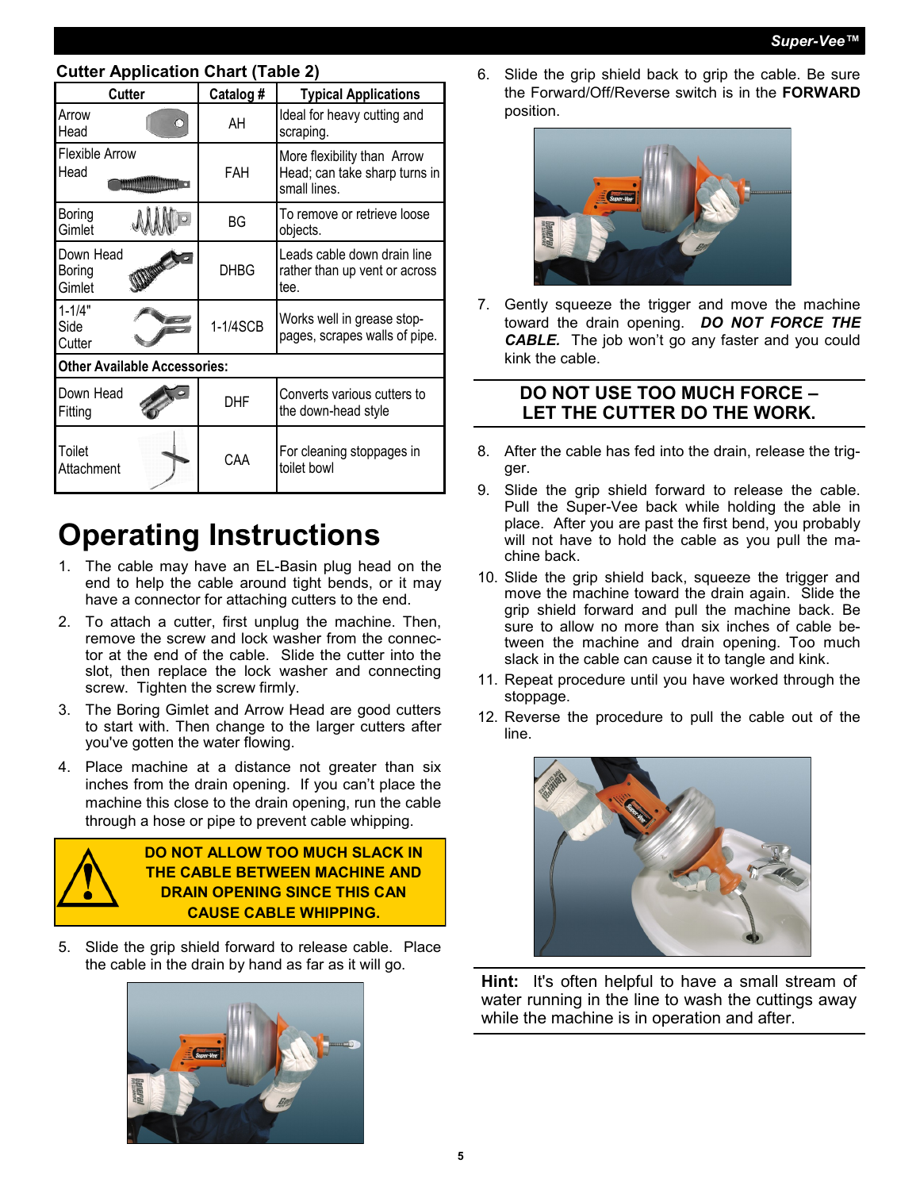## Cutter Application Chart (Table 2)

| Cutter | Catalog # | Typical Applications |
|---|---|---|
| Arrow Head | AH | Ideal for heavy cutting and scraping. |
| Flexible Arrow Head | FAH | More flexibility than Arrow Head; can take sharp turns in small lines. |
| Boring Gimlet | BG | To remove or retrieve loose objects. |
| Down Head Boring Gimlet | DHBG | Leads cable down drain line rather than up vent or across tee. |
| 1-1/4" Side Cutter | 1-1/4SCB | Works well in grease stop-pages, scrapes walls of pipe. |
| **Other Available Accessories:** | | |
| Down Head Fitting | DHF | Converts various cutters to the down-head style |
| Toilet Attachment | CAA | For cleaning stoppages in toilet bowl |

# Operating Instructions

1. The cable may have an EL-Basin plug head on the end to help the cable around tight bends, or it may have a connector for attaching cutters to the end.
2. To attach a cutter, first unplug the machine. Then, remove the screw and lock washer from the connector at the end of the cable. Slide the cutter into the slot, then replace the lock washer and connecting screw. Tighten the screw firmly.
3. The Boring Gimlet and Arrow Head are good cutters to start with. Then change to the larger cutters after you've gotten the water flowing.
4. Place machine at a distance not greater than six inches from the drain opening. If you can't place the machine this close to the drain opening, run the cable through a hose or pipe to prevent cable whipping.

**DO NOT ALLOW TOO MUCH SLACK IN THE CABLE BETWEEN MACHINE AND DRAIN OPENING SINCE THIS CAN CAUSE CABLE WHIPPING.**

5. Slide the grip shield forward to release cable. Place the cable in the drain by hand as far as it will go.
6. Slide the grip shield back to grip the cable. Be sure the Forward/Off/Reverse switch is in the **FORWARD** position.
7. Gently squeeze the trigger and move the machine toward the drain opening. ***DO NOT FORCE THE CABLE.*** The job won't go any faster and you could kink the cable.

**DO NOT USE TOO MUCH FORCE – LET THE CUTTER DO THE WORK.**

8. After the cable has fed into the drain, release the trigger.
9. Slide the grip shield forward to release the cable. Pull the Super-Vee back while holding the able in place. After you are past the first bend, you probably will not have to hold the cable as you pull the machine back.
10. Slide the grip shield back, squeeze the trigger and move the machine toward the drain again. Slide the grip shield forward and pull the machine back. Be sure to allow no more than six inches of cable between the machine and drain opening. Too much slack in the cable can cause it to tangle and kink.
11. Repeat procedure until you have worked through the stoppage.
12. Reverse the procedure to pull the cable out of the line.

**Hint:** It's often helpful to have a small stream of water running in the line to wash the cuttings away while the machine is in operation and after.